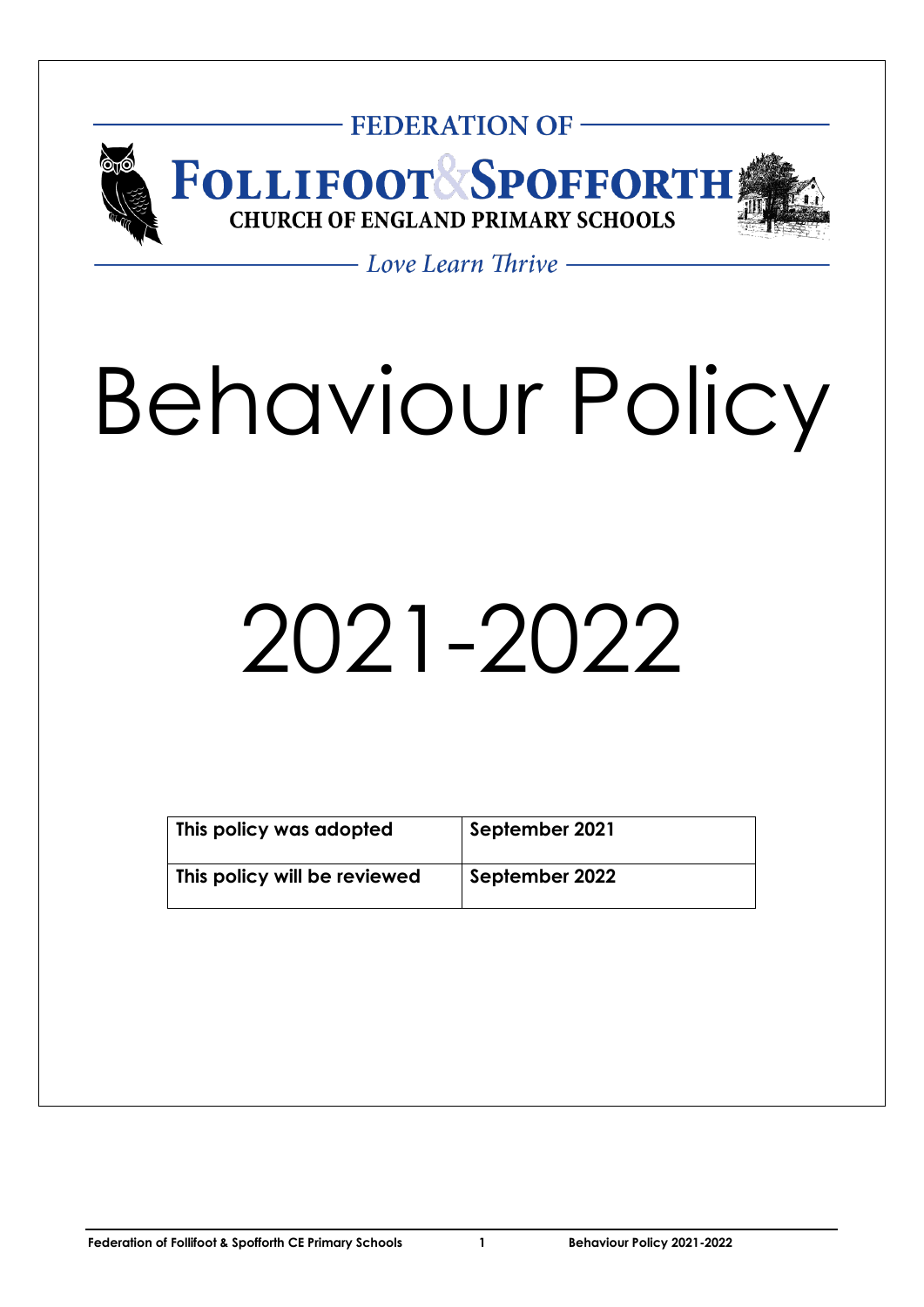FEDERATION OF

**FOLLIFOOT & SPOFFORTH**

**CHURCH OF ENGLAND PRIMARY SCHOOLS**

*Love Learn Thrive*

# Behaviour Policy

# 2021-2022

| This policy was adopted | September 2021 |
|---|---|
| This policy will be reviewed | September 2022 |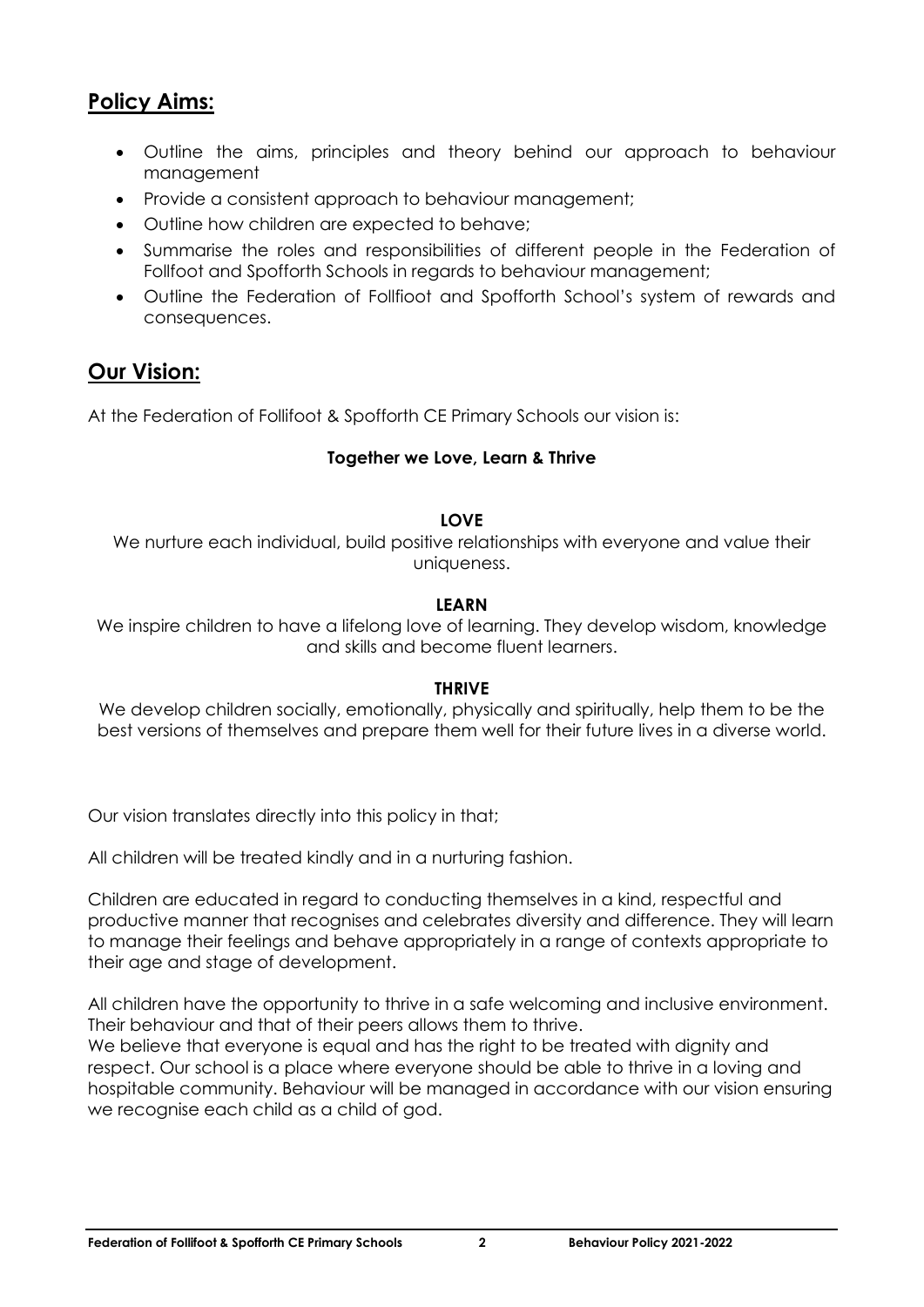## Policy Aims:

- Outline the aims, principles and theory behind our approach to behaviour management
- Provide a consistent approach to behaviour management;
- Outline how children are expected to behave;
- Summarise the roles and responsibilities of different people in the Federation of Follfoot and Spofforth Schools in regards to behaviour management;
- Outline the Federation of Follfioot and Spofforth School's system of rewards and consequences.

## Our Vision:

At the Federation of Follifoot & Spofforth CE Primary Schools our vision is:

**Together we Love, Learn & Thrive**

**LOVE**

We nurture each individual, build positive relationships with everyone and value their uniqueness.

**LEARN**

We inspire children to have a lifelong love of learning. They develop wisdom, knowledge and skills and become fluent learners.

**THRIVE**

We develop children socially, emotionally, physically and spiritually, help them to be the best versions of themselves and prepare them well for their future lives in a diverse world.

Our vision translates directly into this policy in that;

All children will be treated kindly and in a nurturing fashion.

Children are educated in regard to conducting themselves in a kind, respectful and productive manner that recognises and celebrates diversity and difference. They will learn to manage their feelings and behave appropriately in a range of contexts appropriate to their age and stage of development.

All children have the opportunity to thrive in a safe welcoming and inclusive environment. Their behaviour and that of their peers allows them to thrive.
We believe that everyone is equal and has the right to be treated with dignity and respect. Our school is a place where everyone should be able to thrive in a loving and hospitable community. Behaviour will be managed in accordance with our vision ensuring we recognise each child as a child of god.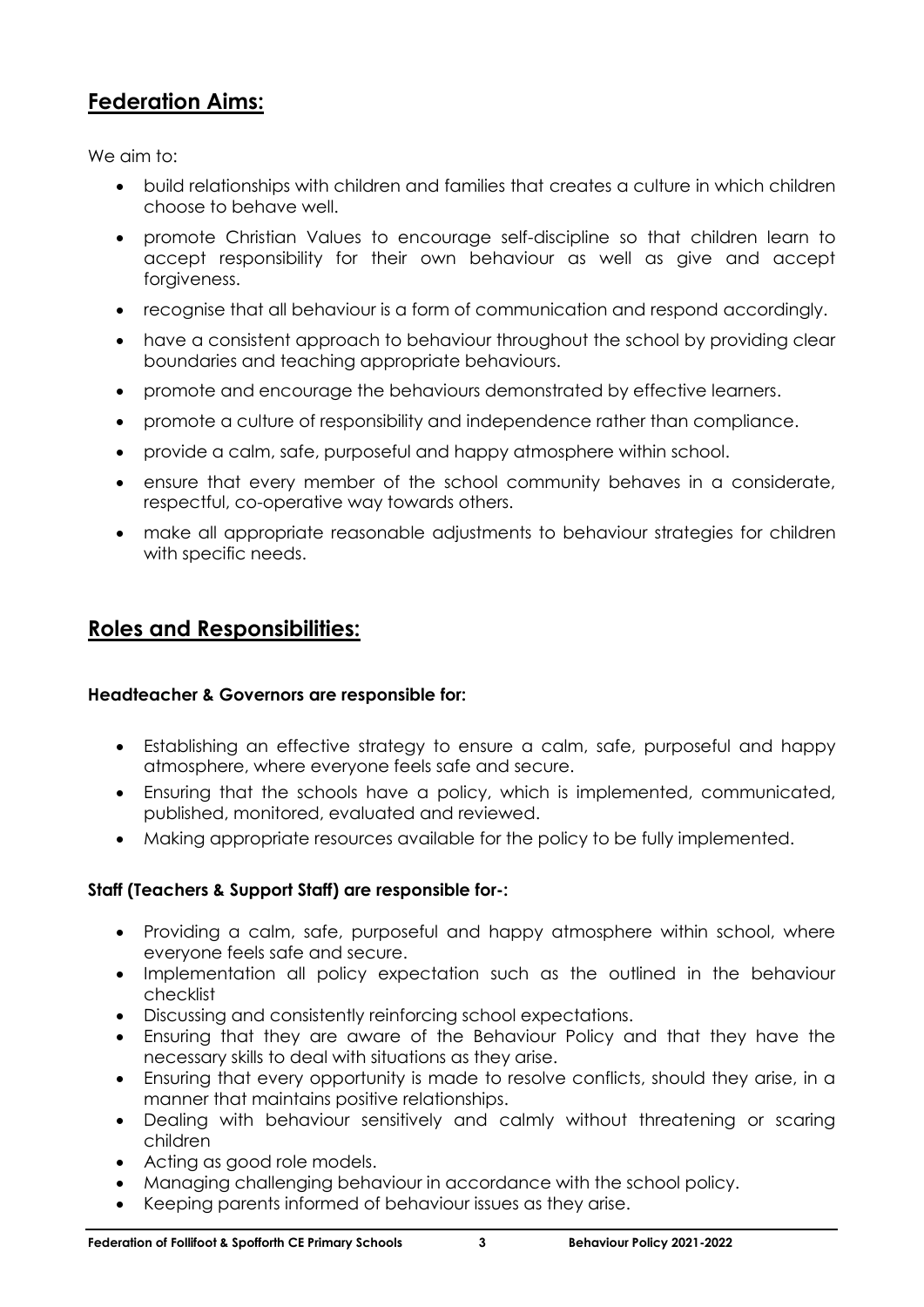## Federation Aims:

We aim to:

- build relationships with children and families that creates a culture in which children choose to behave well.
- promote Christian Values to encourage self-discipline so that children learn to accept responsibility for their own behaviour as well as give and accept forgiveness.
- recognise that all behaviour is a form of communication and respond accordingly.
- have a consistent approach to behaviour throughout the school by providing clear boundaries and teaching appropriate behaviours.
- promote and encourage the behaviours demonstrated by effective learners.
- promote a culture of responsibility and independence rather than compliance.
- provide a calm, safe, purposeful and happy atmosphere within school.
- ensure that every member of the school community behaves in a considerate, respectful, co-operative way towards others.
- make all appropriate reasonable adjustments to behaviour strategies for children with specific needs.

## Roles and Responsibilities:

**Headteacher & Governors are responsible for:**

- Establishing an effective strategy to ensure a calm, safe, purposeful and happy atmosphere, where everyone feels safe and secure.
- Ensuring that the schools have a policy, which is implemented, communicated, published, monitored, evaluated and reviewed.
- Making appropriate resources available for the policy to be fully implemented.

**Staff (Teachers & Support Staff) are responsible for-:**

- Providing a calm, safe, purposeful and happy atmosphere within school, where everyone feels safe and secure.
- Implementation all policy expectation such as the outlined in the behaviour checklist
- Discussing and consistently reinforcing school expectations.
- Ensuring that they are aware of the Behaviour Policy and that they have the necessary skills to deal with situations as they arise.
- Ensuring that every opportunity is made to resolve conflicts, should they arise, in a manner that maintains positive relationships.
- Dealing with behaviour sensitively and calmly without threatening or scaring children
- Acting as good role models.
- Managing challenging behaviour in accordance with the school policy.
- Keeping parents informed of behaviour issues as they arise.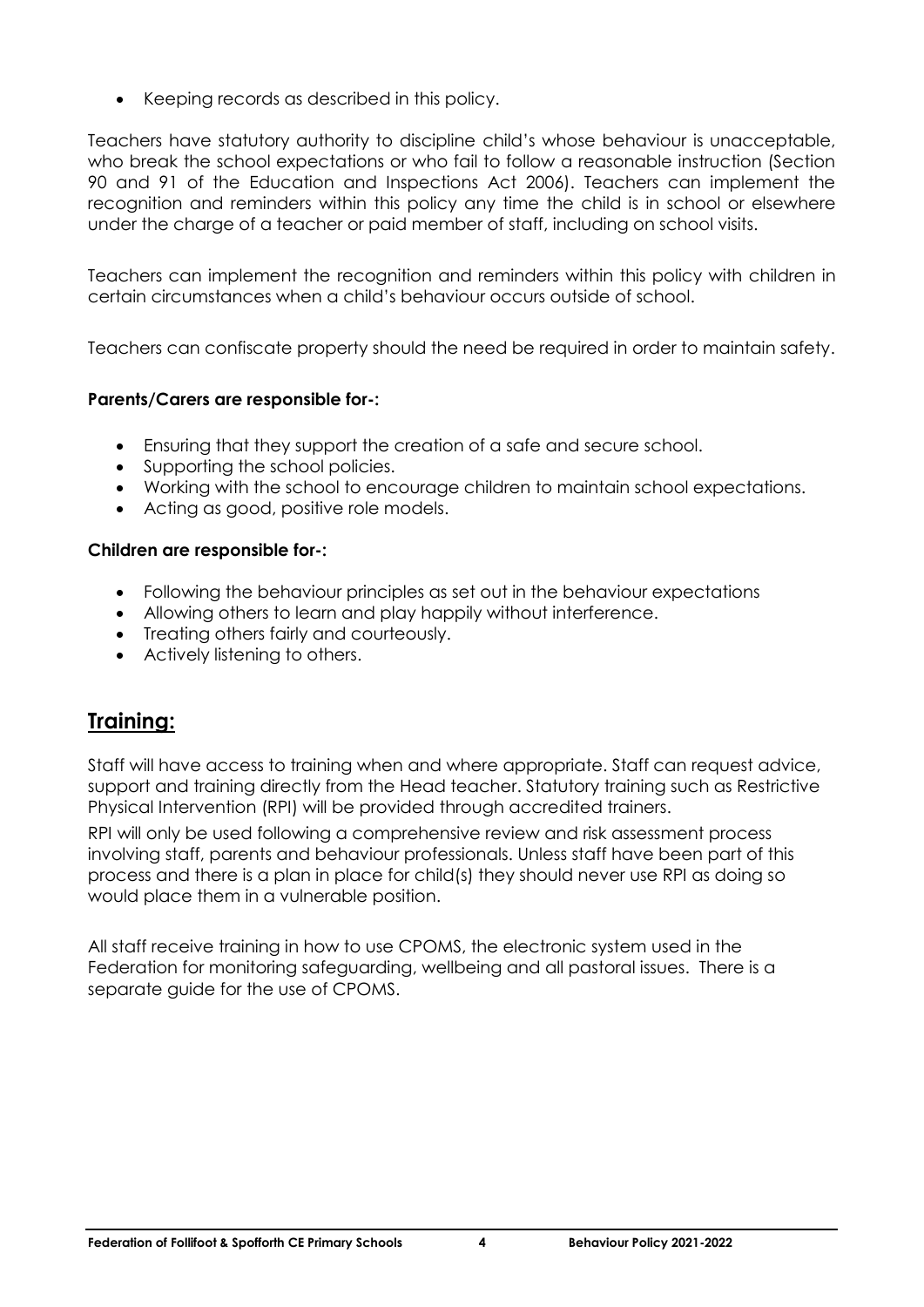- Keeping records as described in this policy.

Teachers have statutory authority to discipline child's whose behaviour is unacceptable, who break the school expectations or who fail to follow a reasonable instruction (Section 90 and 91 of the Education and Inspections Act 2006). Teachers can implement the recognition and reminders within this policy any time the child is in school or elsewhere under the charge of a teacher or paid member of staff, including on school visits.

Teachers can implement the recognition and reminders within this policy with children in certain circumstances when a child's behaviour occurs outside of school.

Teachers can confiscate property should the need be required in order to maintain safety.

**Parents/Carers are responsible for-:**

- Ensuring that they support the creation of a safe and secure school.
- Supporting the school policies.
- Working with the school to encourage children to maintain school expectations.
- Acting as good, positive role models.

**Children are responsible for-:**

- Following the behaviour principles as set out in the behaviour expectations
- Allowing others to learn and play happily without interference.
- Treating others fairly and courteously.
- Actively listening to others.

## Training:

Staff will have access to training when and where appropriate. Staff can request advice, support and training directly from the Head teacher. Statutory training such as Restrictive Physical Intervention (RPI) will be provided through accredited trainers.

RPI will only be used following a comprehensive review and risk assessment process involving staff, parents and behaviour professionals. Unless staff have been part of this process and there is a plan in place for child(s) they should never use RPI as doing so would place them in a vulnerable position.

All staff receive training in how to use CPOMS, the electronic system used in the Federation for monitoring safeguarding, wellbeing and all pastoral issues. There is a separate guide for the use of CPOMS.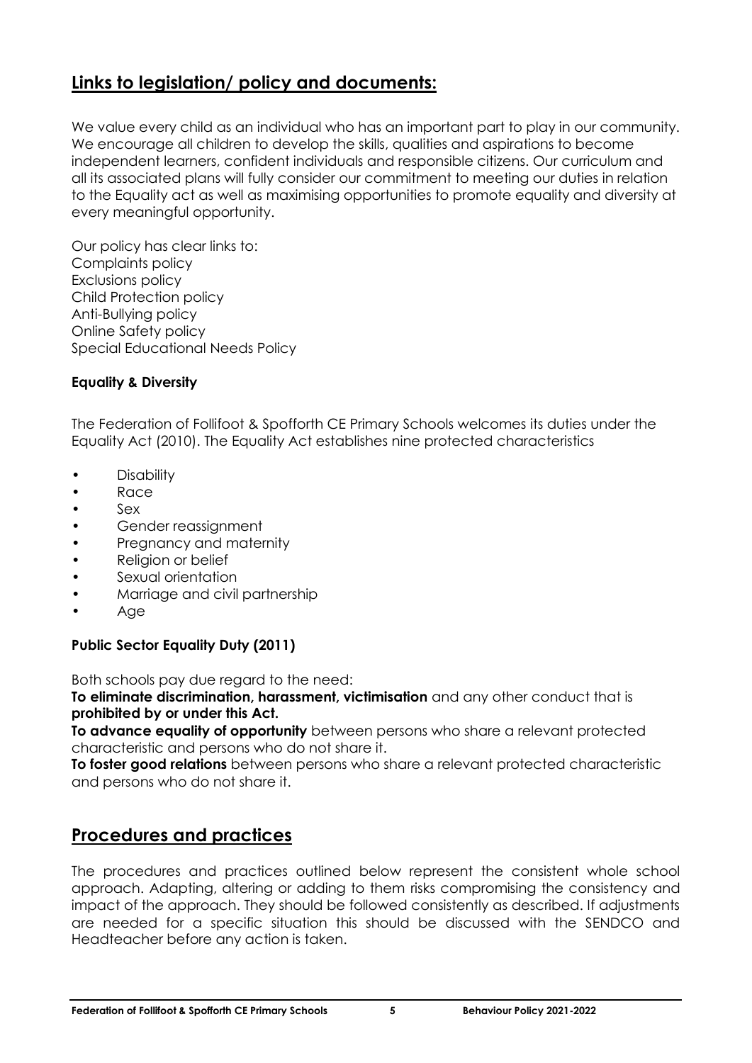## Links to legislation/ policy and documents:

We value every child as an individual who has an important part to play in our community. We encourage all children to develop the skills, qualities and aspirations to become independent learners, confident individuals and responsible citizens. Our curriculum and all its associated plans will fully consider our commitment to meeting our duties in relation to the Equality act as well as maximising opportunities to promote equality and diversity at every meaningful opportunity.

Our policy has clear links to:
Complaints policy
Exclusions policy
Child Protection policy
Anti-Bullying policy
Online Safety policy
Special Educational Needs Policy

**Equality & Diversity**

The Federation of Follifoot & Spofforth CE Primary Schools welcomes its duties under the Equality Act (2010). The Equality Act establishes nine protected characteristics

- Disability
- Race
- Sex
- Gender reassignment
- Pregnancy and maternity
- Religion or belief
- Sexual orientation
- Marriage and civil partnership
- Age

**Public Sector Equality Duty (2011)**

Both schools pay due regard to the need:
**To eliminate discrimination, harassment, victimisation** and any other conduct that is **prohibited by or under this Act.**
**To advance equality of opportunity** between persons who share a relevant protected characteristic and persons who do not share it.
**To foster good relations** between persons who share a relevant protected characteristic and persons who do not share it.

## Procedures and practices

The procedures and practices outlined below represent the consistent whole school approach. Adapting, altering or adding to them risks compromising the consistency and impact of the approach. They should be followed consistently as described. If adjustments are needed for a specific situation this should be discussed with the SENDCO and Headteacher before any action is taken.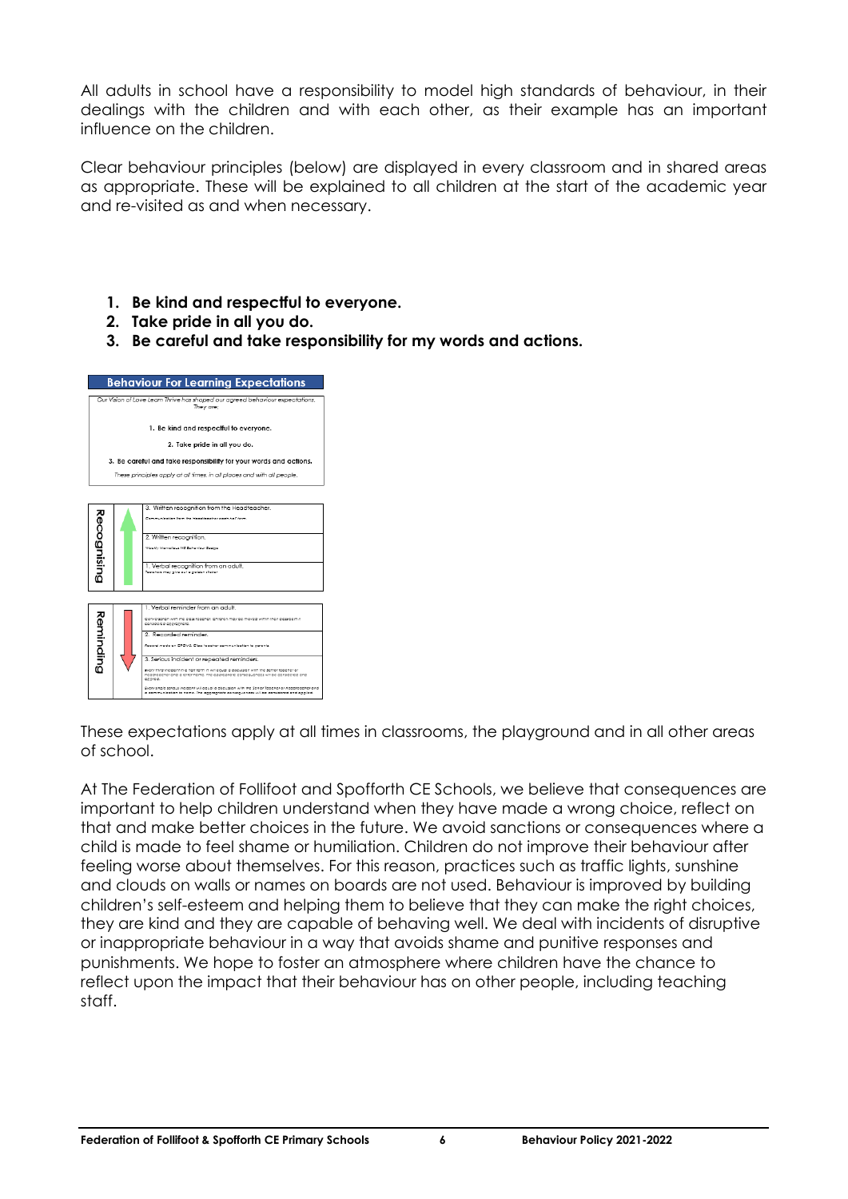All adults in school have a responsibility to model high standards of behaviour, in their dealings with the children and with each other, as their example has an important influence on the children.

Clear behaviour principles (below) are displayed in every classroom and in shared areas as appropriate. These will be explained to all children at the start of the academic year and re-visited as and when necessary.

1. **Be kind and respectful to everyone.**
2. **Take pride in all you do.**
3. **Be careful and take responsibility for my words and actions.**

**Behaviour For Learning Expectations**

*Our Vision of Love Learn Thrive has shaped our agreed behaviour expectations. They are;*

1. Be kind and respectful to everyone.
2. Take pride in all you do.
3. Be careful and take responsibility for your words and actions.

*These principles apply at all times, in all places and with all people.*

| Recognising |
| --- |
| 3. Written recognition from the Headteacher. *Communication from the Headteacher sent home.* |
| 2. Written recognition. *Weekly Marvellous Me Behaviour Badge* |
| 1. Verbal recognition from an adult. *Teachers may give out a golden sticker.* |

| Reminding |
| --- |
| 1. Verbal reminder from an adult. *Conversation with the class teacher; children may be moved within their classroom if considered appropriate.* |
| 2. Recorded reminder. *Record made on CPOMS. Class teacher communication to parents.* |
| 3. Serious incident or repeated reminders. *Every third incident in a half term will equal a discussion with the Senior Teacher or Headteacher and a letter home. The appropriate consequences will be considered and applied. Every single serious incident will equal a discussion with the Senior Teacher or Headteacher and a communication to home. The appropriate consequences will be considered and applied.* |

These expectations apply at all times in classrooms, the playground and in all other areas of school.

At The Federation of Follifoot and Spofforth CE Schools, we believe that consequences are important to help children understand when they have made a wrong choice, reflect on that and make better choices in the future. We avoid sanctions or consequences where a child is made to feel shame or humiliation. Children do not improve their behaviour after feeling worse about themselves. For this reason, practices such as traffic lights, sunshine and clouds on walls or names on boards are not used. Behaviour is improved by building children's self-esteem and helping them to believe that they can make the right choices, they are kind and they are capable of behaving well. We deal with incidents of disruptive or inappropriate behaviour in a way that avoids shame and punitive responses and punishments. We hope to foster an atmosphere where children have the chance to reflect upon the impact that their behaviour has on other people, including teaching staff.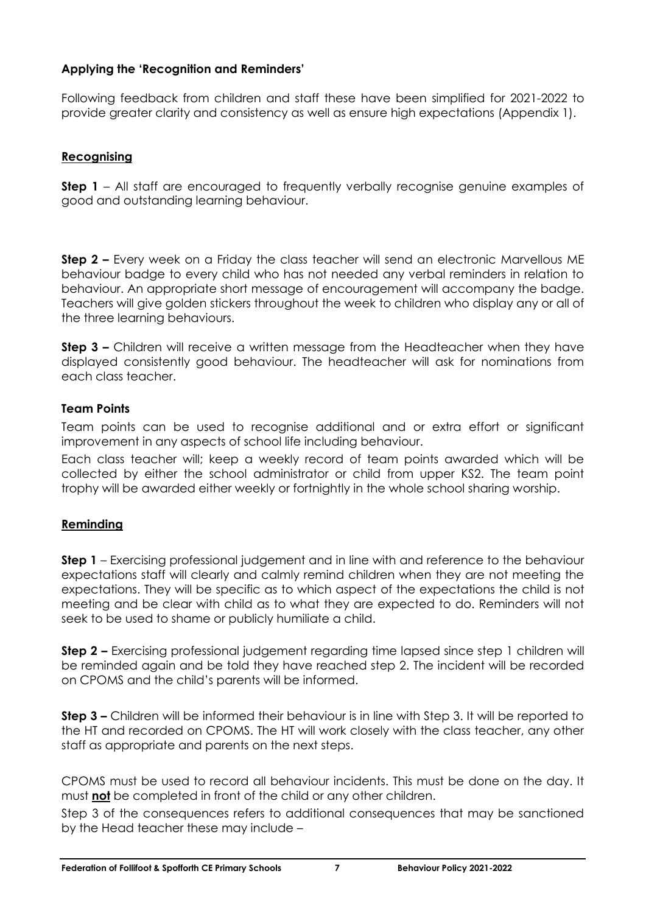### Applying the 'Recognition and Reminders'

Following feedback from children and staff these have been simplified for 2021-2022 to provide greater clarity and consistency as well as ensure high expectations (Appendix 1).

#### Recognising

**Step 1** – All staff are encouraged to frequently verbally recognise genuine examples of good and outstanding learning behaviour.

**Step 2 –** Every week on a Friday the class teacher will send an electronic Marvellous ME behaviour badge to every child who has not needed any verbal reminders in relation to behaviour. An appropriate short message of encouragement will accompany the badge. Teachers will give golden stickers throughout the week to children who display any or all of the three learning behaviours.

**Step 3 –** Children will receive a written message from the Headteacher when they have displayed consistently good behaviour. The headteacher will ask for nominations from each class teacher.

### Team Points

Team points can be used to recognise additional and or extra effort or significant improvement in any aspects of school life including behaviour.

Each class teacher will; keep a weekly record of team points awarded which will be collected by either the school administrator or child from upper KS2. The team point trophy will be awarded either weekly or fortnightly in the whole school sharing worship.

#### Reminding

**Step 1** – Exercising professional judgement and in line with and reference to the behaviour expectations staff will clearly and calmly remind children when they are not meeting the expectations. They will be specific as to which aspect of the expectations the child is not meeting and be clear with child as to what they are expected to do. Reminders will not seek to be used to shame or publicly humiliate a child.

**Step 2 –** Exercising professional judgement regarding time lapsed since step 1 children will be reminded again and be told they have reached step 2. The incident will be recorded on CPOMS and the child's parents will be informed.

**Step 3 –** Children will be informed their behaviour is in line with Step 3. It will be reported to the HT and recorded on CPOMS. The HT will work closely with the class teacher, any other staff as appropriate and parents on the next steps.

CPOMS must be used to record all behaviour incidents. This must be done on the day. It must **not** be completed in front of the child or any other children.

Step 3 of the consequences refers to additional consequences that may be sanctioned by the Head teacher these may include –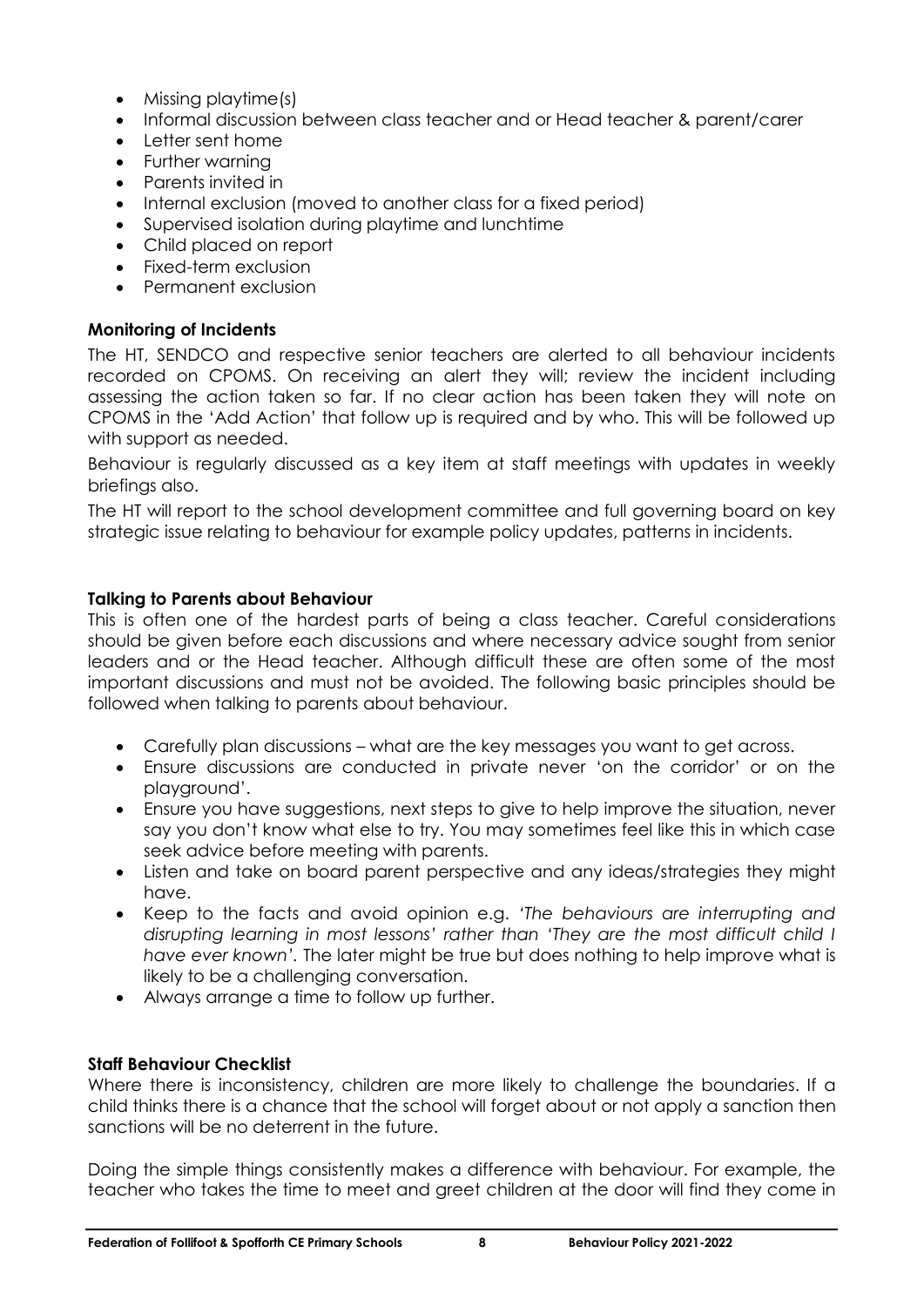- Missing playtime(s)
- Informal discussion between class teacher and or Head teacher & parent/carer
- Letter sent home
- Further warning
- Parents invited in
- Internal exclusion (moved to another class for a fixed period)
- Supervised isolation during playtime and lunchtime
- Child placed on report
- Fixed-term exclusion
- Permanent exclusion

**Monitoring of Incidents**

The HT, SENDCO and respective senior teachers are alerted to all behaviour incidents recorded on CPOMS. On receiving an alert they will; review the incident including assessing the action taken so far. If no clear action has been taken they will note on CPOMS in the 'Add Action' that follow up is required and by who. This will be followed up with support as needed.

Behaviour is regularly discussed as a key item at staff meetings with updates in weekly briefings also.

The HT will report to the school development committee and full governing board on key strategic issue relating to behaviour for example policy updates, patterns in incidents.

**Talking to Parents about Behaviour**

This is often one of the hardest parts of being a class teacher. Careful considerations should be given before each discussions and where necessary advice sought from senior leaders and or the Head teacher. Although difficult these are often some of the most important discussions and must not be avoided. The following basic principles should be followed when talking to parents about behaviour.

- Carefully plan discussions – what are the key messages you want to get across.
- Ensure discussions are conducted in private never 'on the corridor' or on the playground'.
- Ensure you have suggestions, next steps to give to help improve the situation, never say you don't know what else to try. You may sometimes feel like this in which case seek advice before meeting with parents.
- Listen and take on board parent perspective and any ideas/strategies they might have.
- Keep to the facts and avoid opinion e.g. *'The behaviours are interrupting and disrupting learning in most lessons'* rather than *'They are the most difficult child I have ever known'*. The later might be true but does nothing to help improve what is likely to be a challenging conversation.
- Always arrange a time to follow up further.

**Staff Behaviour Checklist**

Where there is inconsistency, children are more likely to challenge the boundaries. If a child thinks there is a chance that the school will forget about or not apply a sanction then sanctions will be no deterrent in the future.

Doing the simple things consistently makes a difference with behaviour. For example, the teacher who takes the time to meet and greet children at the door will find they come in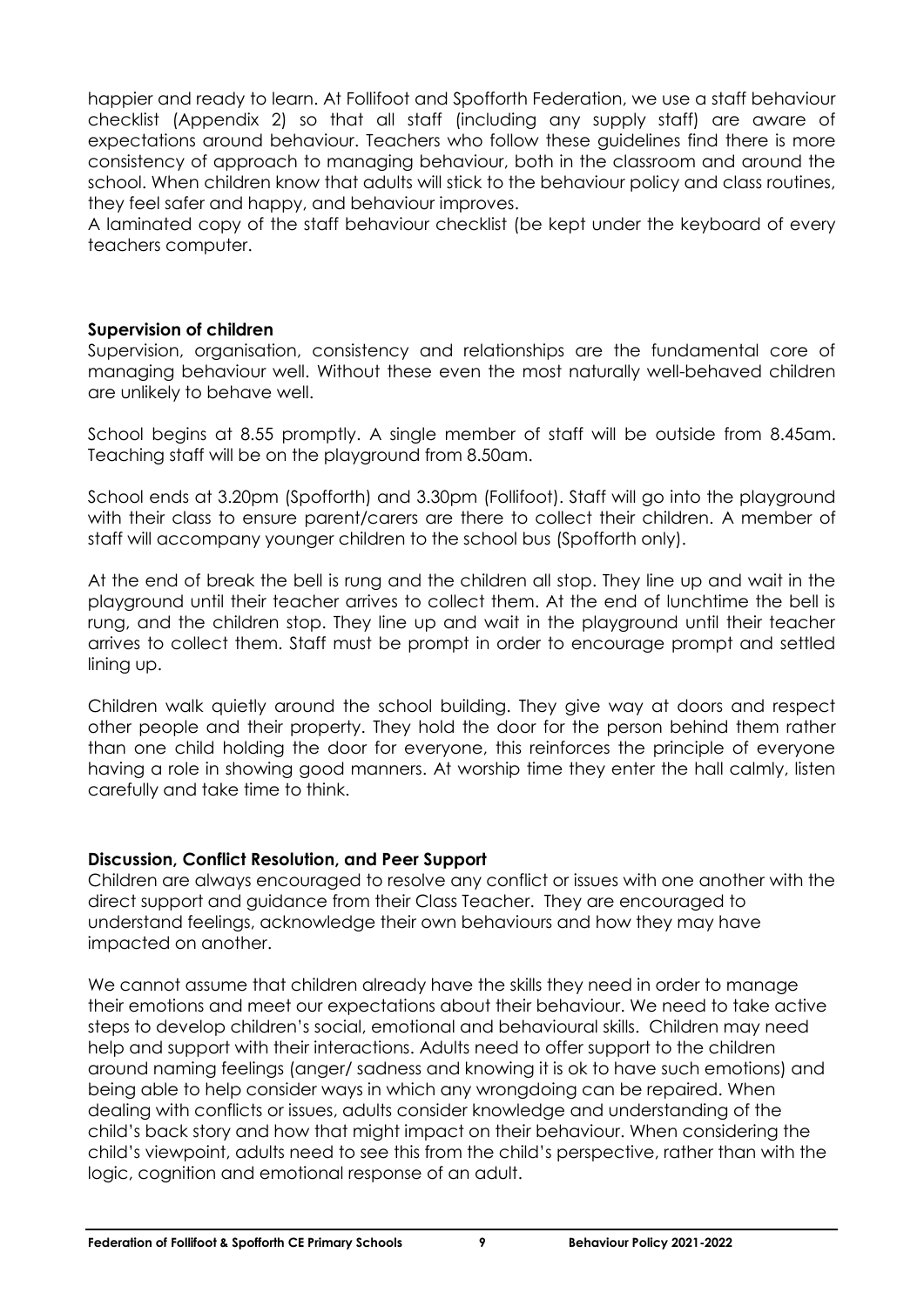happier and ready to learn. At Follifoot and Spofforth Federation, we use a staff behaviour checklist (Appendix 2) so that all staff (including any supply staff) are aware of expectations around behaviour. Teachers who follow these guidelines find there is more consistency of approach to managing behaviour, both in the classroom and around the school. When children know that adults will stick to the behaviour policy and class routines, they feel safer and happy, and behaviour improves.
A laminated copy of the staff behaviour checklist (be kept under the keyboard of every teachers computer.

**Supervision of children**

Supervision, organisation, consistency and relationships are the fundamental core of managing behaviour well. Without these even the most naturally well-behaved children are unlikely to behave well.

School begins at 8.55 promptly. A single member of staff will be outside from 8.45am. Teaching staff will be on the playground from 8.50am.

School ends at 3.20pm (Spofforth) and 3.30pm (Follifoot). Staff will go into the playground with their class to ensure parent/carers are there to collect their children. A member of staff will accompany younger children to the school bus (Spofforth only).

At the end of break the bell is rung and the children all stop. They line up and wait in the playground until their teacher arrives to collect them. At the end of lunchtime the bell is rung, and the children stop. They line up and wait in the playground until their teacher arrives to collect them. Staff must be prompt in order to encourage prompt and settled lining up.

Children walk quietly around the school building. They give way at doors and respect other people and their property. They hold the door for the person behind them rather than one child holding the door for everyone, this reinforces the principle of everyone having a role in showing good manners. At worship time they enter the hall calmly, listen carefully and take time to think.

**Discussion, Conflict Resolution, and Peer Support**

Children are always encouraged to resolve any conflict or issues with one another with the direct support and guidance from their Class Teacher. They are encouraged to understand feelings, acknowledge their own behaviours and how they may have impacted on another.

We cannot assume that children already have the skills they need in order to manage their emotions and meet our expectations about their behaviour. We need to take active steps to develop children's social, emotional and behavioural skills. Children may need help and support with their interactions. Adults need to offer support to the children around naming feelings (anger/ sadness and knowing it is ok to have such emotions) and being able to help consider ways in which any wrongdoing can be repaired. When dealing with conflicts or issues, adults consider knowledge and understanding of the child's back story and how that might impact on their behaviour. When considering the child's viewpoint, adults need to see this from the child's perspective, rather than with the logic, cognition and emotional response of an adult.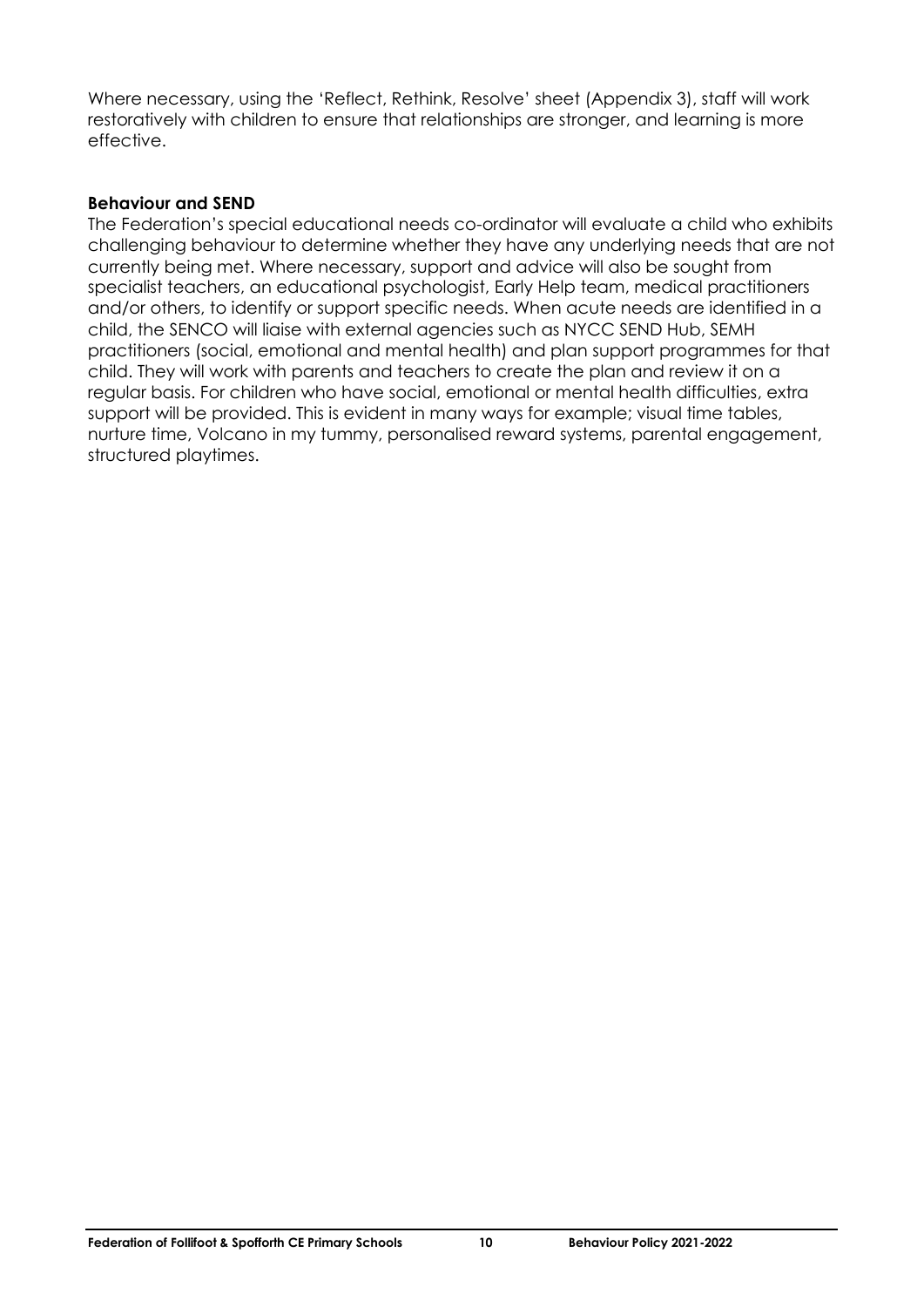Where necessary, using the 'Reflect, Rethink, Resolve' sheet (Appendix 3), staff will work restoratively with children to ensure that relationships are stronger, and learning is more effective.

**Behaviour and SEND**

The Federation's special educational needs co-ordinator will evaluate a child who exhibits challenging behaviour to determine whether they have any underlying needs that are not currently being met. Where necessary, support and advice will also be sought from specialist teachers, an educational psychologist, Early Help team, medical practitioners and/or others, to identify or support specific needs. When acute needs are identified in a child, the SENCO will liaise with external agencies such as NYCC SEND Hub, SEMH practitioners (social, emotional and mental health) and plan support programmes for that child. They will work with parents and teachers to create the plan and review it on a regular basis. For children who have social, emotional or mental health difficulties, extra support will be provided. This is evident in many ways for example; visual time tables, nurture time, Volcano in my tummy, personalised reward systems, parental engagement, structured playtimes.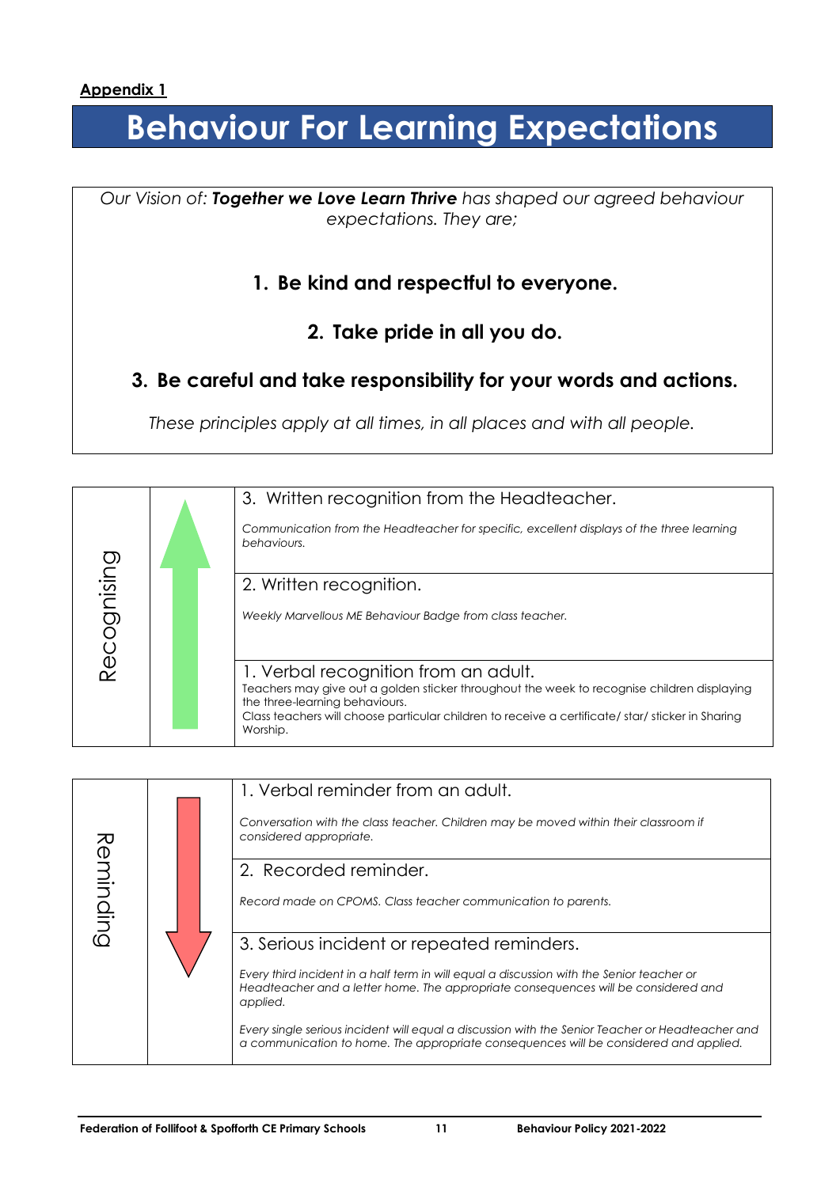**Appendix 1**

# Behaviour For Learning Expectations

*Our Vision of: **Together we Love Learn Thrive** has shaped our agreed behaviour expectations. They are;*

1. **Be kind and respectful to everyone.**
2. **Take pride in all you do.**
3. **Be careful and take responsibility for your words and actions.**

*These principles apply at all times, in all places and with all people.*

| Recognising | | |
|---|---|---|
| | ↑ | 3. Written recognition from the Headteacher.<br><br>*Communication from the Headteacher for specific, excellent displays of the three learning behaviours.* |
| | | 2. Written recognition.<br><br>*Weekly Marvellous ME Behaviour Badge from class teacher.* |
| | | 1. Verbal recognition from an adult.<br>Teachers may give out a golden sticker throughout the week to recognise children displaying the three-learning behaviours.<br>Class teachers will choose particular children to receive a certificate/ star/ sticker in Sharing Worship. |

| Reminding | | |
|---|---|---|
| | ↓ | 1. Verbal reminder from an adult.<br><br>*Conversation with the class teacher. Children may be moved within their classroom if considered appropriate.* |
| | | 2. Recorded reminder.<br><br>*Record made on CPOMS. Class teacher communication to parents.* |
| | | 3. Serious incident or repeated reminders.<br><br>*Every third incident in a half term in will equal a discussion with the Senior teacher or Headteacher and a letter home. The appropriate consequences will be considered and applied.*<br><br>*Every single serious incident will equal a discussion with the Senior Teacher or Headteacher and a communication to home. The appropriate consequences will be considered and applied.* |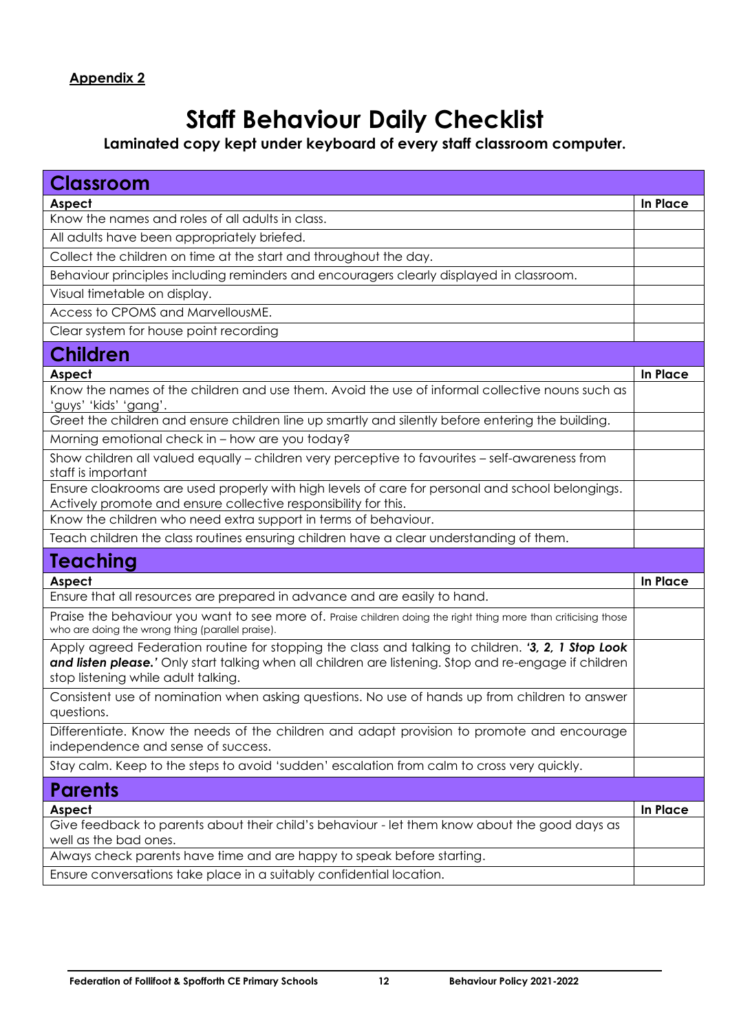**Appendix 2**

# Staff Behaviour Daily Checklist

**Laminated copy kept under keyboard of every staff classroom computer.**

## Classroom

| Aspect | In Place |
|---|---|
| Know the names and roles of all adults in class. | |
| All adults have been appropriately briefed. | |
| Collect the children on time at the start and throughout the day. | |
| Behaviour principles including reminders and encouragers clearly displayed in classroom. | |
| Visual timetable on display. | |
| Access to CPOMS and MarvellousME. | |
| Clear system for house point recording | |

## Children

| Aspect | In Place |
|---|---|
| Know the names of the children and use them. Avoid the use of informal collective nouns such as 'guys' 'kids' 'gang'. | |
| Greet the children and ensure children line up smartly and silently before entering the building. | |
| Morning emotional check in – how are you today? | |
| Show children all valued equally – children very perceptive to favourites – self-awareness from staff is important | |
| Ensure cloakrooms are used properly with high levels of care for personal and school belongings. Actively promote and ensure collective responsibility for this. | |
| Know the children who need extra support in terms of behaviour. | |
| Teach children the class routines ensuring children have a clear understanding of them. | |

## Teaching

| Aspect | In Place |
|---|---|
| Ensure that all resources are prepared in advance and are easily to hand. | |
| Praise the behaviour you want to see more of. Praise children doing the right thing more than criticising those who are doing the wrong thing (parallel praise). | |
| Apply agreed Federation routine for stopping the class and talking to children. ***'3, 2, 1 Stop Look and listen please.'*** Only start talking when all children are listening. Stop and re-engage if children stop listening while adult talking. | |
| Consistent use of nomination when asking questions. No use of hands up from children to answer questions. | |
| Differentiate. Know the needs of the children and adapt provision to promote and encourage independence and sense of success. | |
| Stay calm. Keep to the steps to avoid 'sudden' escalation from calm to cross very quickly. | |

## Parents

| Aspect | In Place |
|---|---|
| Give feedback to parents about their child's behaviour - let them know about the good days as well as the bad ones. | |
| Always check parents have time and are happy to speak before starting. | |
| Ensure conversations take place in a suitably confidential location. | |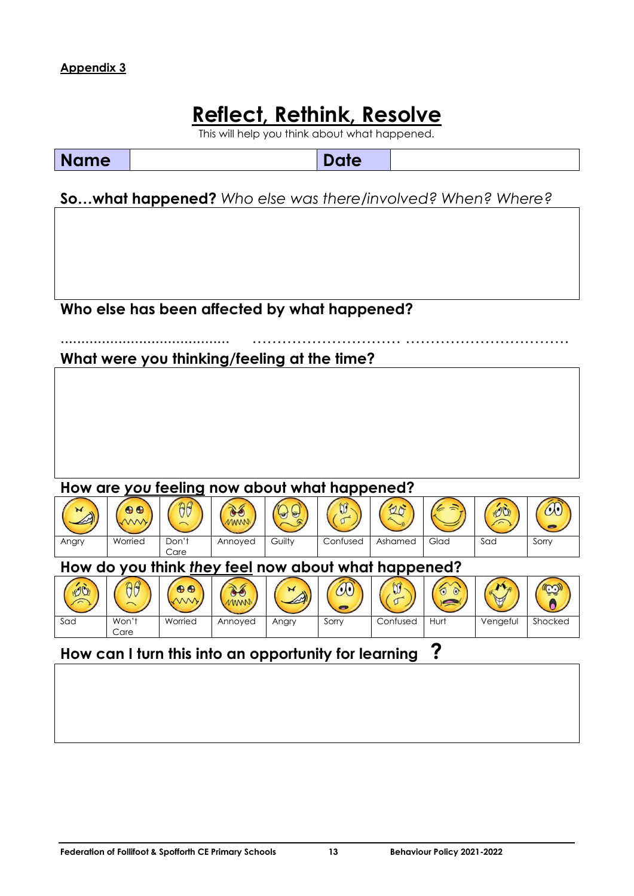**Appendix 3**

# Reflect, Rethink, Resolve

This will help you think about what happened.

| Name | | Date | |
|---|---|---|---|

## So…what happened? *Who else was there/involved? When? Where?*

## Who else has been affected by what happened?

………………………………… ………………………… ……………………………

## What were you thinking/feeling at the time?

## How are *you* feeling now about what happened?

| Angry | Worried | Don't Care | Annoyed | Guilty | Confused | Ashamed | Glad | Sad | Sorry |
|---|---|---|---|---|---|---|---|---|---|

## How do you think *they* feel now about what happened?

| Sad | Won't Care | Worried | Annoyed | Angry | Sorry | Confused | Hurt | Vengeful | Shocked |
|---|---|---|---|---|---|---|---|---|---|

## How can I turn this into an opportunity for learning ?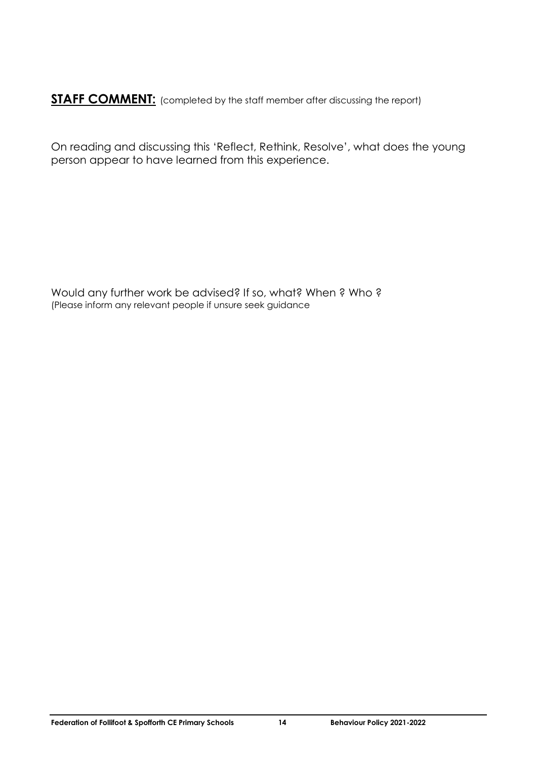**<u>STAFF COMMENT:</u>** (completed by the staff member after discussing the report)

On reading and discussing this 'Reflect, Rethink, Resolve', what does the young person appear to have learned from this experience.

Would any further work be advised? If so, what? When ? Who ?
(Please inform any relevant people if unsure seek guidance